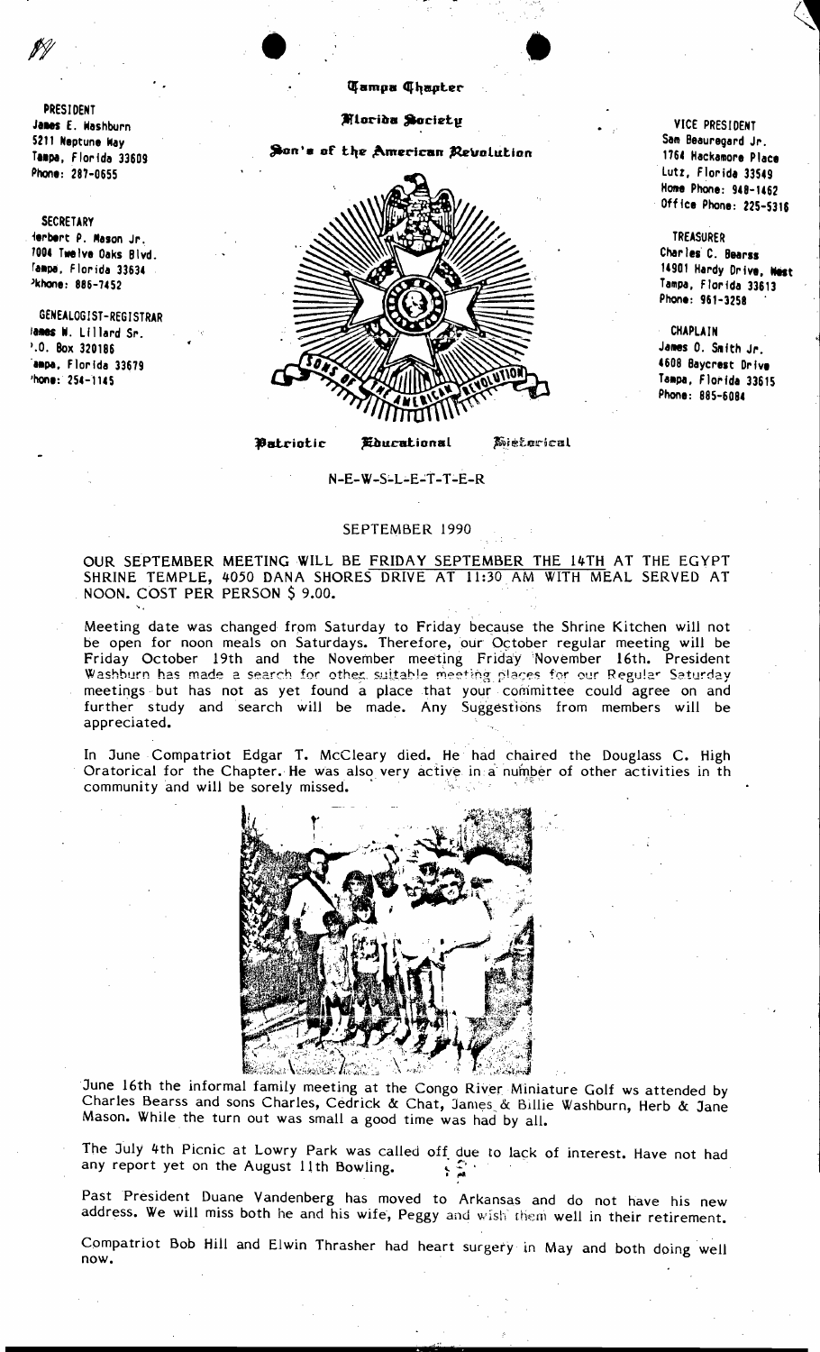PRESIDENT
James E. Washburn
5211 Neptune Way
Tampa, Florida 33609
Phone: 287-0655

SECRETARY
Herbert P. Mason Jr.
7004 Twelve Oaks Blvd.
Tampa, Florida 33634
Phone: 886-7452

GENEALOGIST-REGISTRAR
James W. Lillard Sr.
P.O. Box 320186
Tampa, Florida 33679
Phone: 254-1145

# Tampa Chapter

## Florida Society

## Son's of the American Revolution

VICE PRESIDENT
Sam Beauregard Jr.
1764 Hackamore Place
Lutz, Florida 33549
Home Phone: 948-1462
Office Phone: 225-5316

TREASURER
Charles C. Bearss
14901 Hardy Drive, West
Tampa, Florida 33613
Phone: 961-3258

CHAPLAIN
James O. Smith Jr.
4608 Baycrest Drive
Tampa, Florida 33615
Phone: 885-6084

Patriotic Educational Historical

N-E-W-S-L-E-T-T-E-R

SEPTEMBER 1990

OUR SEPTEMBER MEETING WILL BE FRIDAY SEPTEMBER THE 14TH AT THE EGYPT SHRINE TEMPLE, 4050 DANA SHORES DRIVE AT 11:30 AM WITH MEAL SERVED AT NOON. COST PER PERSON $ 9.00.

Meeting date was changed from Saturday to Friday because the Shrine Kitchen will not be open for noon meals on Saturdays. Therefore, our October regular meeting will be Friday October 19th and the November meeting Friday November 16th. President Washburn has made a search for other suitable meeting places for our Regular Saturday meetings but has not as yet found a place that your committee could agree on and further study and search will be made. Any Suggestions from members will be appreciated.

In June Compatriot Edgar T. McCleary died. He had chaired the Douglass C. High Oratorical for the Chapter. He was also very active in a number of other activities in th community and will be sorely missed.

June 16th the informal family meeting at the Congo River Miniature Golf ws attended by Charles Bearss and sons Charles, Cedrick & Chat, James & Billie Washburn, Herb & Jane Mason. While the turn out was small a good time was had by all.

The July 4th Picnic at Lowry Park was called off due to lack of interest. Have not had any report yet on the August 11th Bowling.

Past President Duane Vandenberg has moved to Arkansas and do not have his new address. We will miss both he and his wife, Peggy and wish them well in their retirement.

Compatriot Bob Hill and Elwin Thrasher had heart surgery in May and both doing well now.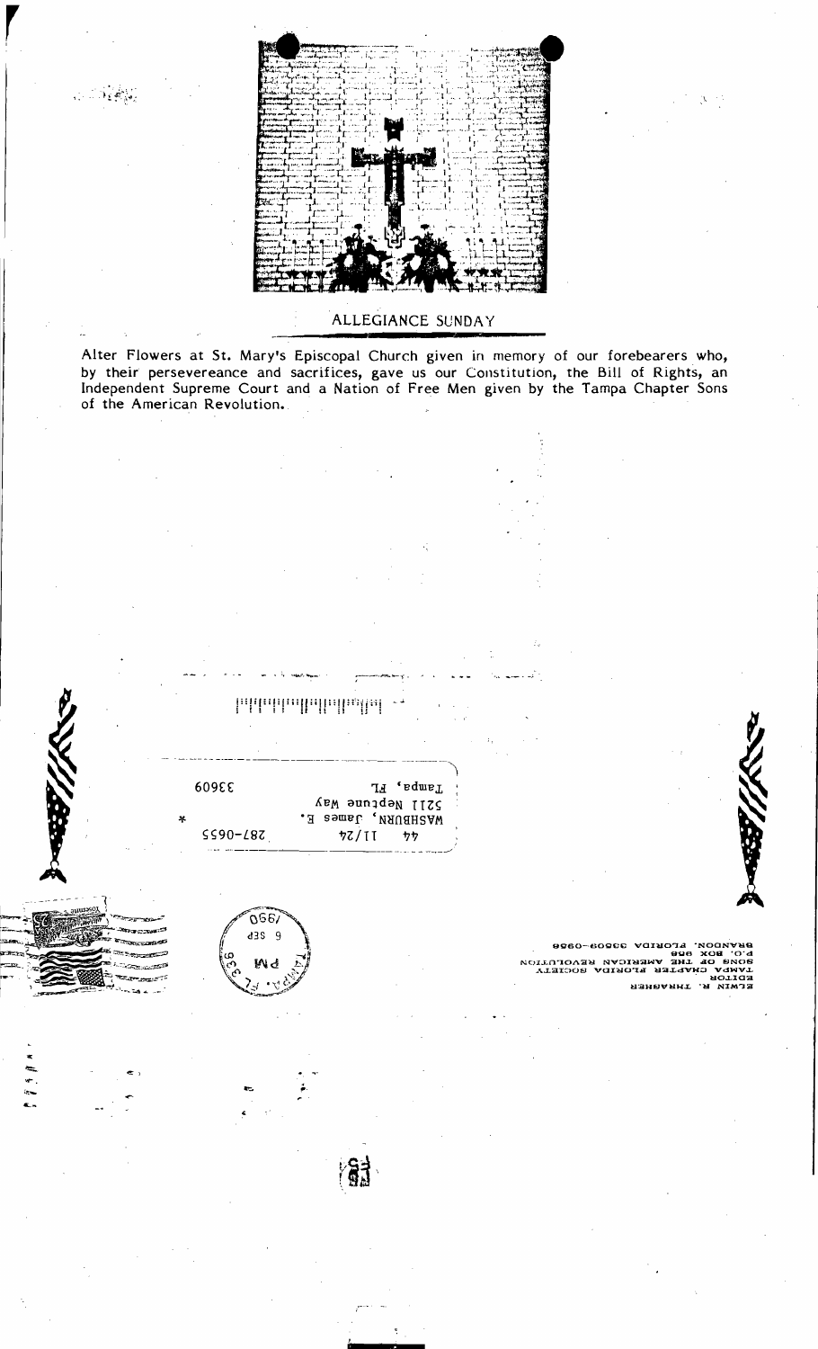ALLEGIANCE SUNDAY

Alter Flowers at St. Mary's Episcopal Church given in memory of our forebearers who, by their persevereance and sacrifices, gave us our Constitution, the Bill of Rights, an Independent Supreme Court and a Nation of Free Men given by the Tampa Chapter Sons of the American Revolution.

44 11/24 287-0655
WASHBURN, James E. *
5211 Neptune Way
Tampa, FL 33609

EDWIN R. THRASHER
EDITOR
TAMPA CHAPTER FLORIDA SOCIETY
SONS OF THE AMERICAN REVOLUTION
P.O. BOX 898
BRANDON, FLORIDA 33509-0898